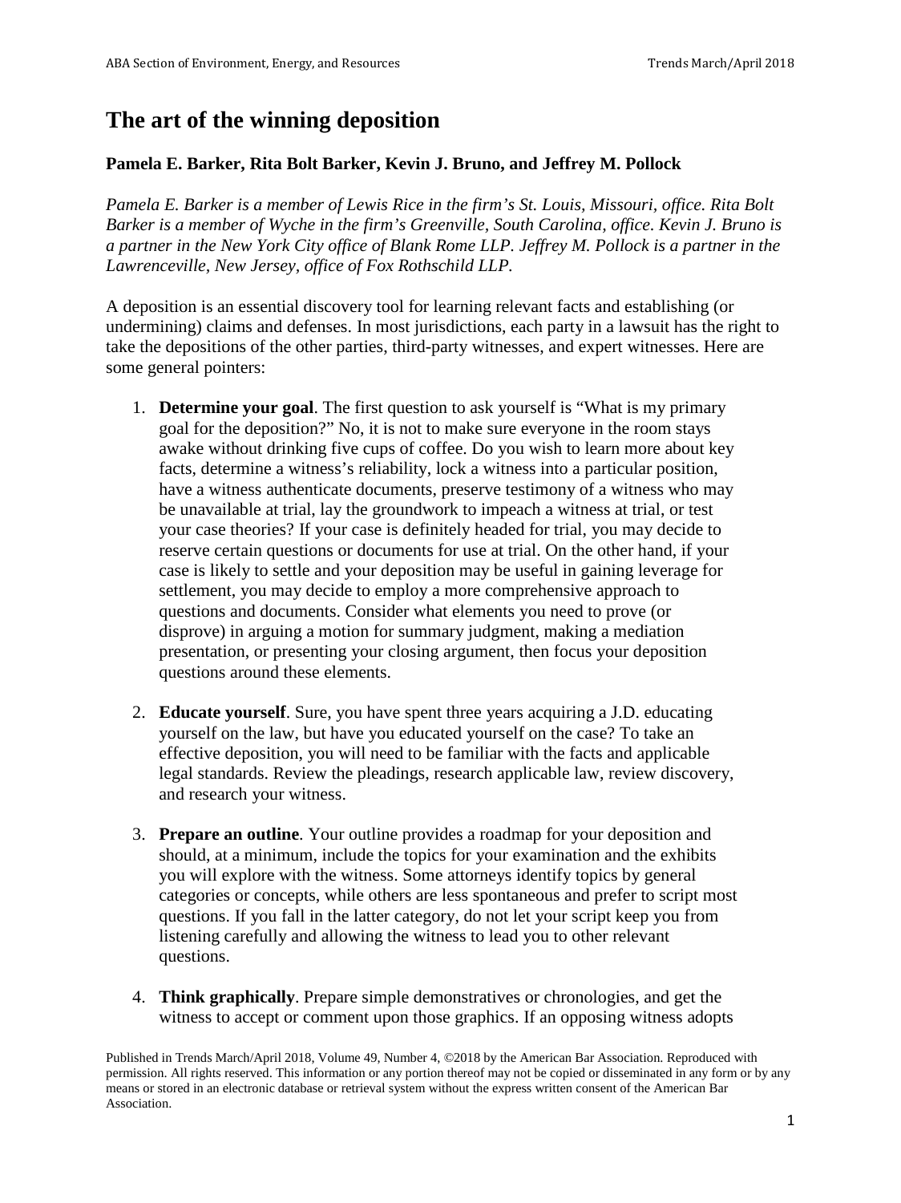# The art of the winning deposition

**Pamela E. Barker, Rita Bolt Barker, Kevin J. Bruno, and Jeffrey M. Pollock**

*Pamela E. Barker is a member of Lewis Rice in the firm's St. Louis, Missouri, office. Rita Bolt Barker is a member of Wyche in the firm's Greenville, South Carolina, office. Kevin J. Bruno is a partner in the New York City office of Blank Rome LLP. Jeffrey M. Pollock is a partner in the Lawrenceville, New Jersey, office of Fox Rothschild LLP.*

A deposition is an essential discovery tool for learning relevant facts and establishing (or undermining) claims and defenses. In most jurisdictions, each party in a lawsuit has the right to take the depositions of the other parties, third-party witnesses, and expert witnesses. Here are some general pointers:

1. **Determine your goal**. The first question to ask yourself is "What is my primary goal for the deposition?" No, it is not to make sure everyone in the room stays awake without drinking five cups of coffee. Do you wish to learn more about key facts, determine a witness's reliability, lock a witness into a particular position, have a witness authenticate documents, preserve testimony of a witness who may be unavailable at trial, lay the groundwork to impeach a witness at trial, or test your case theories? If your case is definitely headed for trial, you may decide to reserve certain questions or documents for use at trial. On the other hand, if your case is likely to settle and your deposition may be useful in gaining leverage for settlement, you may decide to employ a more comprehensive approach to questions and documents. Consider what elements you need to prove (or disprove) in arguing a motion for summary judgment, making a mediation presentation, or presenting your closing argument, then focus your deposition questions around these elements.

2. **Educate yourself**. Sure, you have spent three years acquiring a J.D. educating yourself on the law, but have you educated yourself on the case? To take an effective deposition, you will need to be familiar with the facts and applicable legal standards. Review the pleadings, research applicable law, review discovery, and research your witness.

3. **Prepare an outline**. Your outline provides a roadmap for your deposition and should, at a minimum, include the topics for your examination and the exhibits you will explore with the witness. Some attorneys identify topics by general categories or concepts, while others are less spontaneous and prefer to script most questions. If you fall in the latter category, do not let your script keep you from listening carefully and allowing the witness to lead you to other relevant questions.

4. **Think graphically**. Prepare simple demonstratives or chronologies, and get the witness to accept or comment upon those graphics. If an opposing witness adopts

Published in Trends March/April 2018, Volume 49, Number 4, ©2018 by the American Bar Association. Reproduced with permission. All rights reserved. This information or any portion thereof may not be copied or disseminated in any form or by any means or stored in an electronic database or retrieval system without the express written consent of the American Bar Association.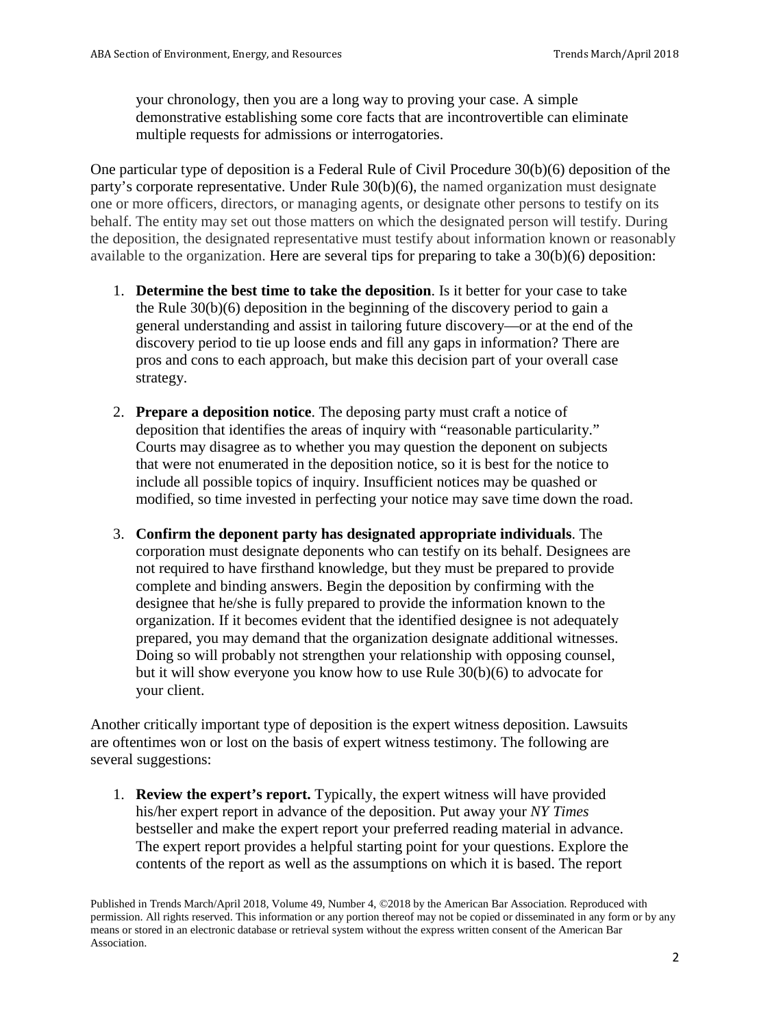your chronology, then you are a long way to proving your case. A simple demonstrative establishing some core facts that are incontrovertible can eliminate multiple requests for admissions or interrogatories.

One particular type of deposition is a Federal Rule of Civil Procedure 30(b)(6) deposition of the party's corporate representative. Under Rule 30(b)(6), the named organization must designate one or more officers, directors, or managing agents, or designate other persons to testify on its behalf. The entity may set out those matters on which the designated person will testify. During the deposition, the designated representative must testify about information known or reasonably available to the organization. Here are several tips for preparing to take a 30(b)(6) deposition:

1. **Determine the best time to take the deposition**. Is it better for your case to take the Rule 30(b)(6) deposition in the beginning of the discovery period to gain a general understanding and assist in tailoring future discovery—or at the end of the discovery period to tie up loose ends and fill any gaps in information? There are pros and cons to each approach, but make this decision part of your overall case strategy.

2. **Prepare a deposition notice**. The deposing party must craft a notice of deposition that identifies the areas of inquiry with "reasonable particularity." Courts may disagree as to whether you may question the deponent on subjects that were not enumerated in the deposition notice, so it is best for the notice to include all possible topics of inquiry. Insufficient notices may be quashed or modified, so time invested in perfecting your notice may save time down the road.

3. **Confirm the deponent party has designated appropriate individuals**. The corporation must designate deponents who can testify on its behalf. Designees are not required to have firsthand knowledge, but they must be prepared to provide complete and binding answers. Begin the deposition by confirming with the designee that he/she is fully prepared to provide the information known to the organization. If it becomes evident that the identified designee is not adequately prepared, you may demand that the organization designate additional witnesses. Doing so will probably not strengthen your relationship with opposing counsel, but it will show everyone you know how to use Rule 30(b)(6) to advocate for your client.

Another critically important type of deposition is the expert witness deposition. Lawsuits are oftentimes won or lost on the basis of expert witness testimony. The following are several suggestions:

1. **Review the expert's report.** Typically, the expert witness will have provided his/her expert report in advance of the deposition. Put away your *NY Times* bestseller and make the expert report your preferred reading material in advance. The expert report provides a helpful starting point for your questions. Explore the contents of the report as well as the assumptions on which it is based. The report

Published in Trends March/April 2018, Volume 49, Number 4, ©2018 by the American Bar Association. Reproduced with permission. All rights reserved. This information or any portion thereof may not be copied or disseminated in any form or by any means or stored in an electronic database or retrieval system without the express written consent of the American Bar Association.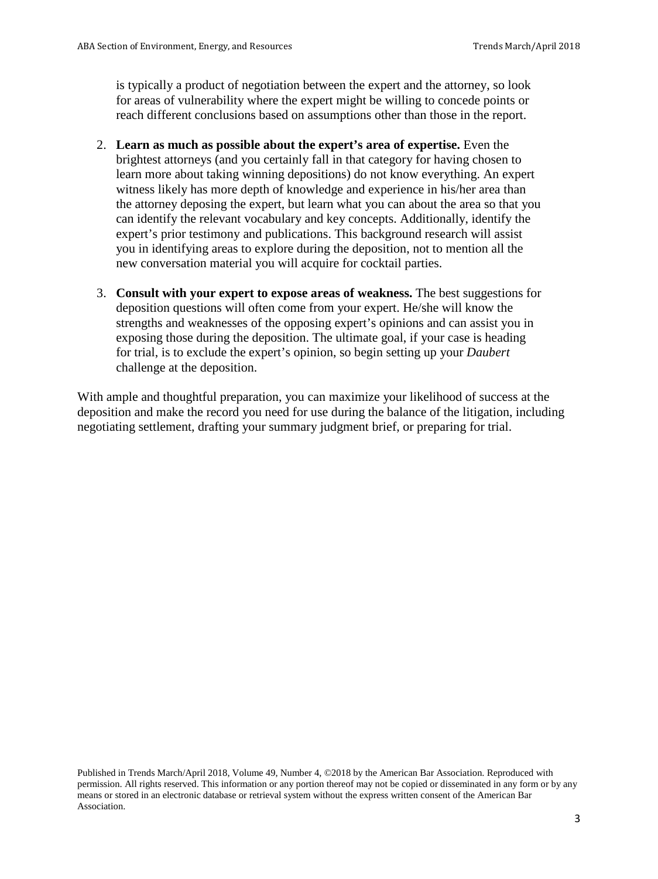is typically a product of negotiation between the expert and the attorney, so look for areas of vulnerability where the expert might be willing to concede points or reach different conclusions based on assumptions other than those in the report.

2. **Learn as much as possible about the expert's area of expertise.** Even the brightest attorneys (and you certainly fall in that category for having chosen to learn more about taking winning depositions) do not know everything. An expert witness likely has more depth of knowledge and experience in his/her area than the attorney deposing the expert, but learn what you can about the area so that you can identify the relevant vocabulary and key concepts. Additionally, identify the expert's prior testimony and publications. This background research will assist you in identifying areas to explore during the deposition, not to mention all the new conversation material you will acquire for cocktail parties.

3. **Consult with your expert to expose areas of weakness.** The best suggestions for deposition questions will often come from your expert. He/she will know the strengths and weaknesses of the opposing expert's opinions and can assist you in exposing those during the deposition. The ultimate goal, if your case is heading for trial, is to exclude the expert's opinion, so begin setting up your *Daubert* challenge at the deposition.

With ample and thoughtful preparation, you can maximize your likelihood of success at the deposition and make the record you need for use during the balance of the litigation, including negotiating settlement, drafting your summary judgment brief, or preparing for trial.

Published in Trends March/April 2018, Volume 49, Number 4, ©2018 by the American Bar Association. Reproduced with permission. All rights reserved. This information or any portion thereof may not be copied or disseminated in any form or by any means or stored in an electronic database or retrieval system without the express written consent of the American Bar Association.